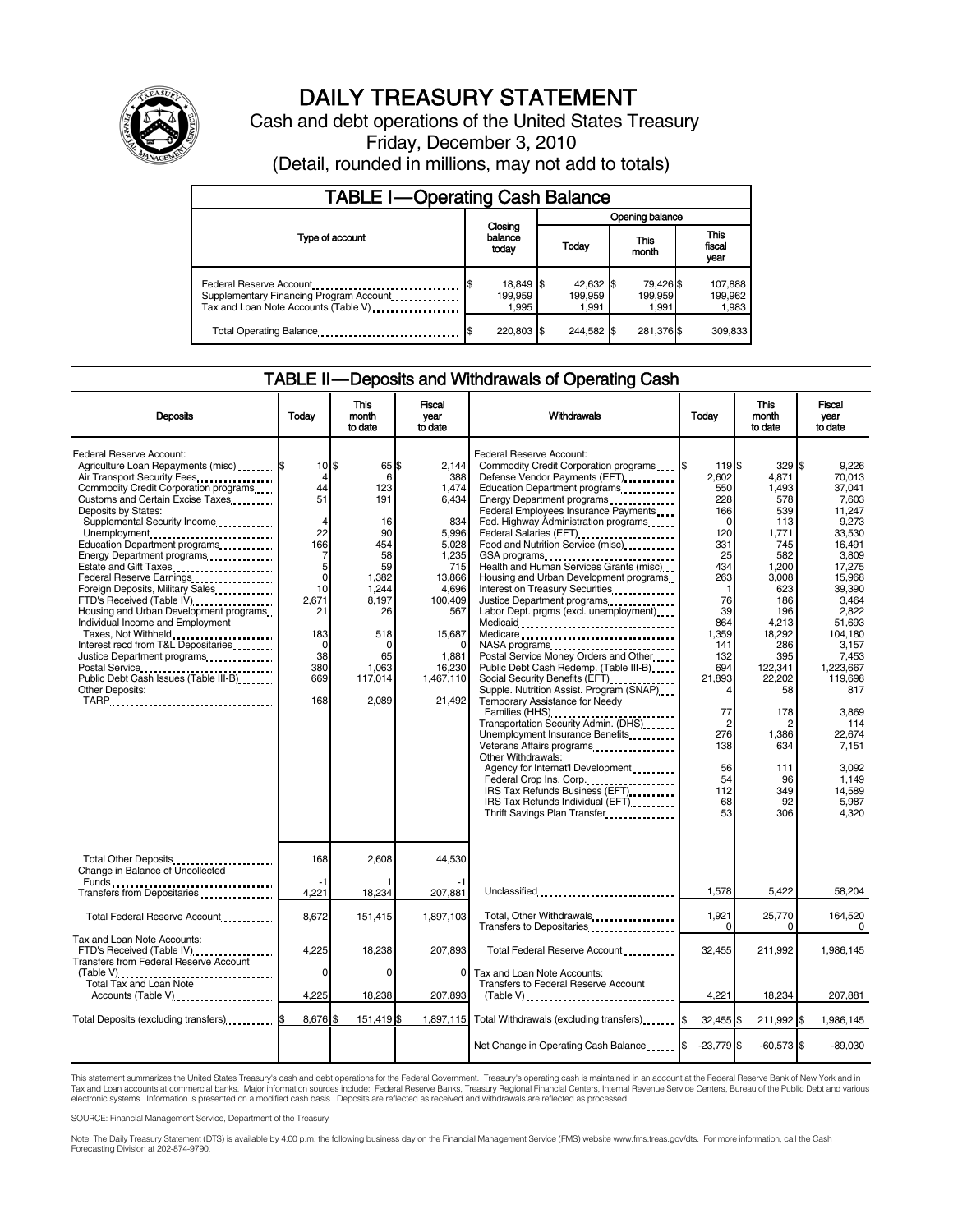# DAILY TREASURY STATEMENT

Cash and debt operations of the United States Treasury

Friday, December 3, 2010

(Detail, rounded in millions, may not add to totals)

## TABLE I—Operating Cash Balance

| Type of account | Closing balance today | Opening balance Today | This month | This fiscal year |
|---|---|---|---|---|
| Federal Reserve Account | $ 18,849 | $ 42,632 | $ 79,426 | $ 107,888 |
| Supplementary Financing Program Account | 199,959 | 199,959 | 199,959 | 199,962 |
| Tax and Loan Note Accounts (Table V) | 1,995 | 1,991 | 1,991 | 1,983 |
| Total Operating Balance | $ 220,803 | $ 244,582 | $ 281,376 | $ 309,833 |

## TABLE II—Deposits and Withdrawals of Operating Cash

| Deposits | Today | This month to date | Fiscal year to date | Withdrawals | Today | This month to date | Fiscal year to date |
|---|---|---|---|---|---|---|---|
| Federal Reserve Account: | | | | Federal Reserve Account: | | | |
| Agriculture Loan Repayments (misc) | $ 10 | $ 65 | $ 2,144 | Commodity Credit Corporation programs | $ 119 | $ 329 | $ 9,226 |
| Air Transport Security Fees | 4 | 6 | 388 | Defense Vendor Payments (EFT) | 2,602 | 4,871 | 70,013 |
| Commodity Credit Corporation programs | 44 | 123 | 1,474 | Education Department programs | 550 | 1,493 | 37,041 |
| Customs and Certain Excise Taxes | 51 | 191 | 6,434 | Energy Department programs | 228 | 578 | 7,603 |
| Deposits by States: | | | | Federal Employees Insurance Payments | 166 | 539 | 11,247 |
| Supplemental Security Income | 4 | 16 | 834 | Fed. Highway Administration programs | 0 | 113 | 9,273 |
| Unemployment | 22 | 90 | 5,996 | Federal Salaries (EFT) | 120 | 1,771 | 33,530 |
| Education Department programs | 166 | 454 | 5,028 | Food and Nutrition Service (misc) | 331 | 745 | 16,491 |
| Energy Department programs | 7 | 58 | 1,235 | GSA programs | 25 | 582 | 3,809 |
| Estate and Gift Taxes | 5 | 59 | 715 | Health and Human Services Grants (misc) | 434 | 1,200 | 17,275 |
| Federal Reserve Earnings | 0 | 1,382 | 13,866 | Housing and Urban Development programs | 263 | 3,008 | 15,968 |
| Foreign Deposits, Military Sales | 10 | 1,244 | 4,696 | Interest on Treasury Securities | 1 | 623 | 39,390 |
| FTD's Received (Table IV) | 2,671 | 8,197 | 100,409 | Justice Department programs | 76 | 186 | 3,464 |
| Housing and Urban Development programs | 21 | 26 | 567 | Labor Dept. prgms (excl. unemployment) | 39 | 196 | 2,822 |
| Individual Income and Employment | | | | Medicaid | 864 | 4,213 | 51,693 |
| Taxes, Not Withheld | 183 | 518 | 15,687 | Medicare | 1,359 | 18,292 | 104,180 |
| Interest recd from T&L Depositaries | 0 | 0 | 0 | NASA programs | 141 | 286 | 3,157 |
| Justice Department programs | 38 | 65 | 1,881 | Postal Service Money Orders and Other | 132 | 395 | 7,453 |
| Postal Service | 380 | 1,063 | 16,230 | Public Debt Cash Redemp. (Table III-B) | 694 | 122,341 | 1,223,667 |
| Public Debt Cash Issues (Table III-B) | 669 | 117,014 | 1,467,110 | Social Security Benefits (EFT) | 21,893 | 22,202 | 119,698 |
| Other Deposits: | | | | Supple. Nutrition Assist. Program (SNAP) | 4 | 58 | 817 |
| TARP | 168 | 2,089 | 21,492 | Temporary Assistance for Needy | | | |
| | | | | Families (HHS) | 77 | 178 | 3,869 |
| | | | | Transportation Security Admin. (DHS) | 2 | 2 | 114 |
| | | | | Unemployment Insurance Benefits | 276 | 1,386 | 22,674 |
| | | | | Veterans Affairs programs | 138 | 634 | 7,151 |
| | | | | Other Withdrawals: | | | |
| | | | | Agency for Internat'l Development | 56 | 111 | 3,092 |
| | | | | Federal Crop Ins. Corp. | 54 | 96 | 1,149 |
| | | | | IRS Tax Refunds Business (EFT) | 112 | 349 | 14,589 |
| | | | | IRS Tax Refunds Individual (EFT) | 68 | 92 | 5,987 |
| | | | | Thrift Savings Plan Transfer | 53 | 306 | 4,320 |
| Total Other Deposits | 168 | 2,608 | 44,530 | | | | |
| Change in Balance of Uncollected Funds | -1 | 1 | -1 | | | | |
| Transfers from Depositaries | 4,221 | 18,234 | 207,881 | Unclassified | 1,578 | 5,422 | 58,204 |
| Total Federal Reserve Account | 8,672 | 151,415 | 1,897,103 | Total, Other Withdrawals | 1,921 | 25,770 | 164,520 |
| | | | | Transfers to Depositaries | 0 | 0 | 0 |
| Tax and Loan Note Accounts: | | | | | | | |
| FTD's Received (Table IV) | 4,225 | 18,238 | 207,893 | Total Federal Reserve Account | 32,455 | 211,992 | 1,986,145 |
| Transfers from Federal Reserve Account (Table V) | 0 | 0 | 0 | Tax and Loan Note Accounts: | | | |
| Total Tax and Loan Note Accounts (Table V) | 4,225 | 18,238 | 207,893 | Transfers to Federal Reserve Account (Table V) | 4,221 | 18,234 | 207,881 |
| Total Deposits (excluding transfers) | $ 8,676 | $ 151,419 | $ 1,897,115 | Total Withdrawals (excluding transfers) | $ 32,455 | $ 211,992 | $ 1,986,145 |
| | | | | Net Change in Operating Cash Balance | $ -23,779 | $ -60,573 | $ -89,030 |

This statement summarizes the United States Treasury's cash and debt operations for the Federal Government. Treasury's operating cash is maintained in an account at the Federal Reserve Bank of New York and in Tax and Loan accounts at commercial banks. Major information sources include: Federal Reserve Banks, Treasury Regional Financial Centers, Internal Revenue Service Centers, Bureau of the Public Debt and various electronic systems. Information is presented on a modified cash basis. Deposits are reflected as received and withdrawals are reflected as processed.

SOURCE: Financial Management Service, Department of the Treasury

Note: The Daily Treasury Statement (DTS) is available by 4:00 p.m. the following business day on the Financial Management Service (FMS) website www.fms.treas.gov/dts. For more information, call the Cash Forecasting Division at 202-874-9790.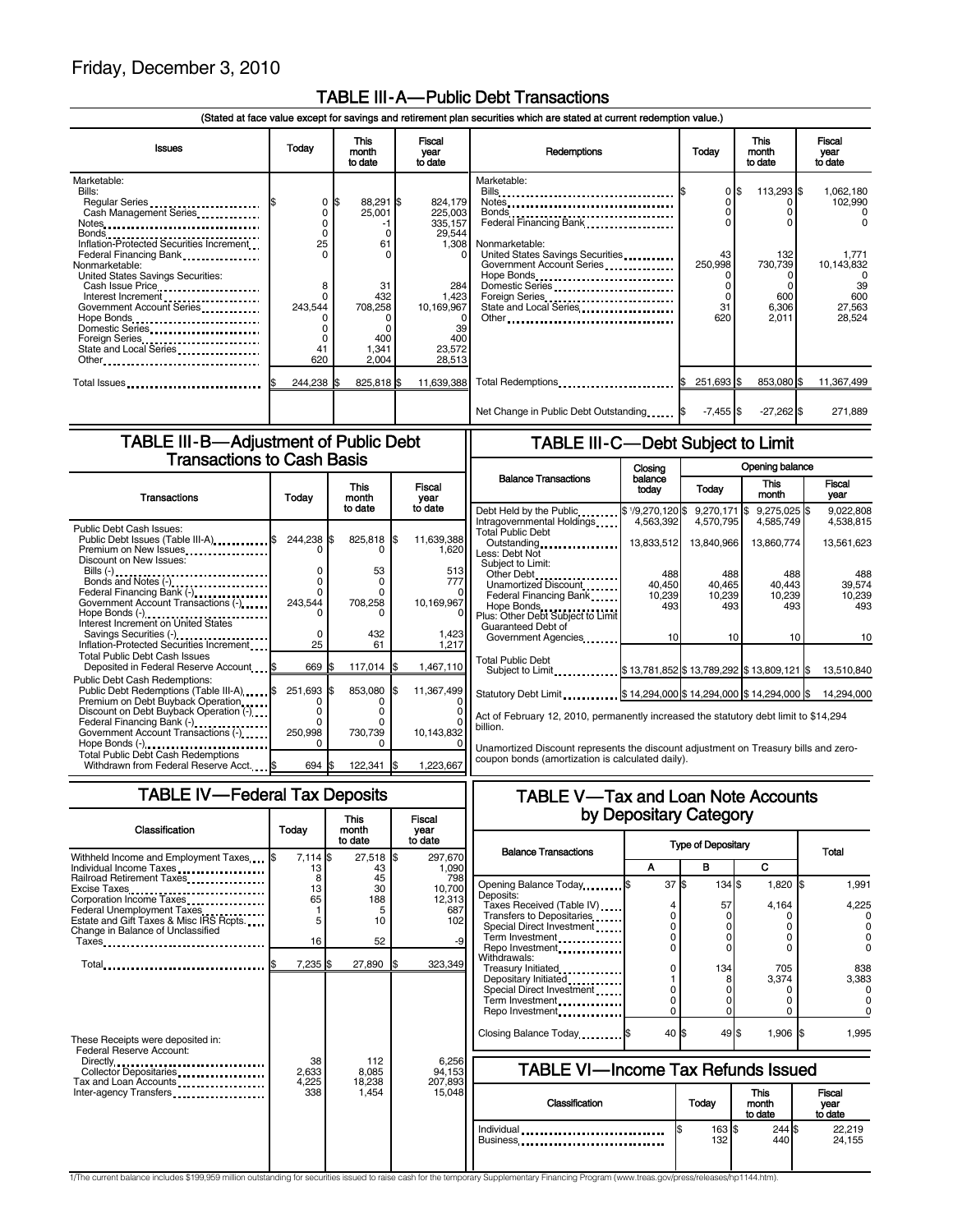Friday, December 3, 2010

## TABLE III-A—Public Debt Transactions

(Stated at face value except for savings and retirement plan securities which are stated at current redemption value.)

| Issues | Today | This month to date | Fiscal year to date |
|---|---|---|---|
| Marketable: | | | |
| Bills: | | | |
| Regular Series | $ 0 | $ 88,291 | $ 824,179 |
| Cash Management Series | 0 | 25,001 | 225,003 |
| Notes | 0 | -1 | 335,157 |
| Bonds | 0 | 0 | 29,544 |
| Inflation-Protected Securities Increment | 25 | 61 | 1,308 |
| Federal Financing Bank | 0 | 0 | 0 |
| Nonmarketable: | | | |
| United States Savings Securities: | | | |
| Cash Issue Price | 8 | 31 | 284 |
| Interest Increment | 0 | 432 | 1,423 |
| Government Account Series | 243,544 | 708,258 | 10,169,967 |
| Hope Bonds | 0 | 0 | 0 |
| Domestic Series | 0 | 0 | 39 |
| Foreign Series | 0 | 400 | 400 |
| State and Local Series | 41 | 1,341 | 23,572 |
| Other | 620 | 2,004 | 28,513 |
| Total Issues | $ 244,238 | $ 825,818 | $ 11,639,388 |

| Redemptions | Today | This month to date | Fiscal year to date |
|---|---|---|---|
| Marketable: | | | |
| Bills | $ 0 | $ 113,293 | $ 1,062,180 |
| Notes | 0 | 0 | 102,990 |
| Bonds | 0 | 0 | 0 |
| Federal Financing Bank | 0 | 0 | 0 |
| Nonmarketable: | | | |
| United States Savings Securities | 43 | 132 | 1,771 |
| Government Account Series | 250,998 | 730,739 | 10,143,832 |
| Hope Bonds | 0 | 0 | 0 |
| Domestic Series | 0 | 0 | 39 |
| Foreign Series | 0 | 600 | 600 |
| State and Local Series | 31 | 6,306 | 27,563 |
| Other | 620 | 2,011 | 28,524 |
| Total Redemptions | $ 251,693 | $ 853,080 | $ 11,367,499 |
| Net Change in Public Debt Outstanding | $ -7,455 | $ -27,262 | $ 271,889 |

## TABLE III-B—Adjustment of Public Debt Transactions to Cash Basis

| Transactions | Today | This month to date | Fiscal year to date |
|---|---|---|---|
| Public Debt Cash Issues: | | | |
| Public Debt Issues (Table III-A) | $ 244,238 | $ 825,818 | $ 11,639,388 |
| Premium on New Issues | 0 | 0 | 1,620 |
| Discount on New Issues: | | | |
| Bills (-) | 0 | 53 | 513 |
| Bonds and Notes (-) | 0 | 0 | 777 |
| Federal Financing Bank (-) | 0 | 0 | 0 |
| Government Account Transactions (-) | 243,544 | 708,258 | 10,169,967 |
| Hope Bonds (-) | 0 | 0 | 0 |
| Interest Increment on United States Savings Securities (-) | 0 | 432 | 1,423 |
| Inflation-Protected Securities Increment | 25 | 61 | 1,217 |
| Total Public Debt Cash Issues Deposited in Federal Reserve Account | $ 669 | $ 117,014 | $ 1,467,110 |
| Public Debt Cash Redemptions: | | | |
| Public Debt Redemptions (Table III-A) | $ 251,693 | $ 853,080 | $ 11,367,499 |
| Premium on Debt Buyback Operation | 0 | 0 | 0 |
| Discount on Debt Buyback Operation (-) | 0 | 0 | 0 |
| Federal Financing Bank (-) | 0 | 0 | 0 |
| Government Account Transactions (-) | 250,998 | 730,739 | 10,143,832 |
| Hope Bonds (-) | 0 | 0 | 0 |
| Total Public Debt Cash Redemptions Withdrawn from Federal Reserve Acct. | $ 694 | $ 122,341 | $ 1,223,667 |

## TABLE III-C—Debt Subject to Limit

| Balance Transactions | Closing balance today | Opening balance Today | Opening balance This month | Opening balance Fiscal year |
|---|---|---|---|---|
| Debt Held by the Public | $ [1]9,270,120 | $ 9,270,171 | $ 9,275,025 | $ 9,022,808 |
| Intragovernmental Holdings | 4,563,392 | 4,570,795 | 4,585,749 | 4,538,815 |
| Total Public Debt Outstanding | 13,833,512 | 13,840,966 | 13,860,774 | 13,561,623 |
| Less: Debt Not Subject to Limit: | | | | |
| Other Debt | 488 | 488 | 488 | 488 |
| Unamortized Discount | 40,450 | 40,465 | 40,443 | 39,574 |
| Federal Financing Bank | 10,239 | 10,239 | 10,239 | 10,239 |
| Hope Bonds | 493 | 493 | 493 | 493 |
| Plus: Other Debt Subject to Limit | | | | |
| Guaranteed Debt of Government Agencies | 10 | 10 | 10 | 10 |
| Total Public Debt Subject to Limit | $ 13,781,852 | $ 13,789,292 | $ 13,809,121 | $ 13,510,840 |
| Statutory Debt Limit | $ 14,294,000 | $ 14,294,000 | $ 14,294,000 | $ 14,294,000 |

Act of February 12, 2010, permanently increased the statutory debt limit to $14,294 billion.

Unamortized Discount represents the discount adjustment on Treasury bills and zero-coupon bonds (amortization is calculated daily).

## TABLE IV—Federal Tax Deposits

| Classification | Today | This month to date | Fiscal year to date |
|---|---|---|---|
| Withheld Income and Employment Taxes | $ 7,114 | $ 27,518 | $ 297,670 |
| Individual Income Taxes | 13 | 43 | 1,090 |
| Railroad Retirement Taxes | 8 | 45 | 798 |
| Excise Taxes | 13 | 30 | 10,700 |
| Corporation Income Taxes | 65 | 188 | 12,313 |
| Federal Unemployment Taxes | 1 | 5 | 687 |
| Estate and Gift Taxes & Misc IRS Rcpts. | 5 | 10 | 102 |
| Change in Balance of Unclassified Taxes | 16 | 52 | -9 |
| Total | $ 7,235 | $ 27,890 | $ 323,349 |
| These Receipts were deposited in: | | | |
| Federal Reserve Account: | | | |
| Directly | 38 | 112 | 6,256 |
| Collector Depositaries | 2,633 | 8,085 | 94,153 |
| Tax and Loan Accounts | 4,225 | 18,238 | 207,893 |
| Inter-agency Transfers | 338 | 1,454 | 15,048 |

## TABLE V—Tax and Loan Note Accounts by Depositary Category

| Balance Transactions | Type of Depositary A | Type of Depositary B | Type of Depositary C | Total |
|---|---|---|---|---|
| Opening Balance Today | $ 37 | $ 134 | $ 1,820 | $ 1,991 |
| Deposits: | | | | |
| Taxes Received (Table IV) | 4 | 57 | 4,164 | 4,225 |
| Transfers to Depositaries | 0 | 0 | 0 | 0 |
| Special Direct Investment | 0 | 0 | 0 | 0 |
| Term Investment | 0 | 0 | 0 | 0 |
| Repo Investment | 0 | 0 | 0 | 0 |
| Withdrawals: | | | | |
| Treasury Initiated | 0 | 134 | 705 | 838 |
| Depositary Initiated | 1 | 8 | 3,374 | 3,383 |
| Special Direct Investment | 0 | 0 | 0 | 0 |
| Term Investment | 0 | 0 | 0 | 0 |
| Repo Investment | 0 | 0 | 0 | 0 |
| Closing Balance Today | $ 40 | $ 49 | $ 1,906 | $ 1,995 |

## TABLE VI—Income Tax Refunds Issued

| Classification | Today | This month to date | Fiscal year to date |
|---|---|---|---|
| Individual | $ 163 | $ 244 | $ 22,219 |
| Business | 132 | 440 | 24,155 |

1/The current balance includes $199,959 million outstanding for securities issued to raise cash for the temporary Supplementary Financing Program (www.treas.gov/press/releases/hp1144.htm).